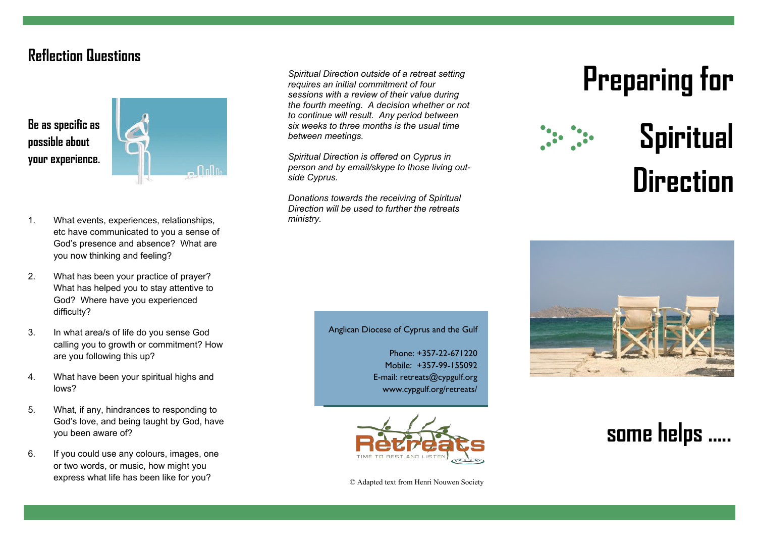## Reflection Questions

**Be as specific as possible about your experience.**

1. What events, experiences, relationships, etc have communicated to you a sense of God's presence and absence? What are you now thinking and feeling?
2. What has been your practice of prayer? What has helped you to stay attentive to God? Where have you experienced difficulty?
3. In what area/s of life do you sense God calling you to growth or commitment? How are you following this up?
4. What have been your spiritual highs and lows?
5. What, if any, hindrances to responding to God's love, and being taught by God, have you been aware of?
6. If you could use any colours, images, one or two words, or music, how might you express what life has been like for you?

*Spiritual Direction outside of a retreat setting requires an initial commitment of four sessions with a review of their value during the fourth meeting. A decision whether or not to continue will result. Any period between six weeks to three months is the usual time between meetings.*

*Spiritual Direction is offered on Cyprus in person and by email/skype to those living outside Cyprus.*

*Donations towards the receiving of Spiritual Direction will be used to further the retreats ministry.*

Anglican Diocese of Cyprus and the Gulf

Phone: +357-22-671220
Mobile: +357-99-155092
E-mail: retreats@cypgulf.org
www.cypgulf.org/retreats/

Retreats
TIME TO REST AND LISTEN

© Adapted text from Henri Nouwen Society

# Preparing for Spiritual Direction

## some helps .....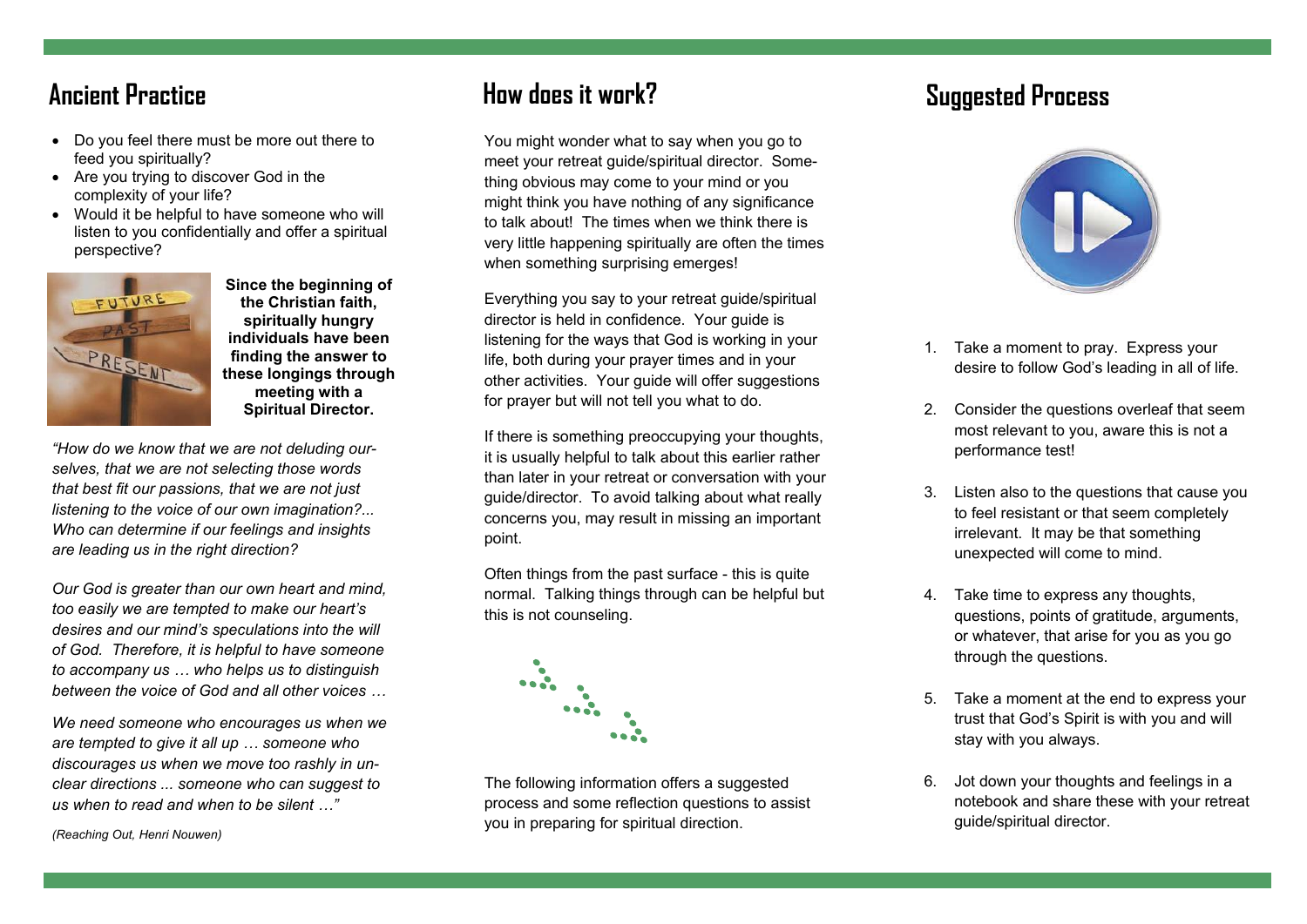## Ancient Practice

- Do you feel there must be more out there to feed you spiritually?
- Are you trying to discover God in the complexity of your life?
- Would it be helpful to have someone who will listen to you confidentially and offer a spiritual perspective?

**Since the beginning of the Christian faith, spiritually hungry individuals have been finding the answer to these longings through meeting with a Spiritual Director.**

*"How do we know that we are not deluding ourselves, that we are not selecting those words that best fit our passions, that we are not just listening to the voice of our own imagination?... Who can determine if our feelings and insights are leading us in the right direction?*

*Our God is greater than our own heart and mind, too easily we are tempted to make our heart's desires and our mind's speculations into the will of God. Therefore, it is helpful to have someone to accompany us … who helps us to distinguish between the voice of God and all other voices …*

*We need someone who encourages us when we are tempted to give it all up … someone who discourages us when we move too rashly in unclear directions ... someone who can suggest to us when to read and when to be silent …"*

*(Reaching Out, Henri Nouwen)*

## How does it work?

You might wonder what to say when you go to meet your retreat guide/spiritual director. Something obvious may come to your mind or you might think you have nothing of any significance to talk about! The times when we think there is very little happening spiritually are often the times when something surprising emerges!

Everything you say to your retreat guide/spiritual director is held in confidence. Your guide is listening for the ways that God is working in your life, both during your prayer times and in your other activities. Your guide will offer suggestions for prayer but will not tell you what to do.

If there is something preoccupying your thoughts, it is usually helpful to talk about this earlier rather than later in your retreat or conversation with your guide/director. To avoid talking about what really concerns you, may result in missing an important point.

Often things from the past surface - this is quite normal. Talking things through can be helpful but this is not counseling.

The following information offers a suggested process and some reflection questions to assist you in preparing for spiritual direction.

## Suggested Process

1. Take a moment to pray. Express your desire to follow God's leading in all of life.
2. Consider the questions overleaf that seem most relevant to you, aware this is not a performance test!
3. Listen also to the questions that cause you to feel resistant or that seem completely irrelevant. It may be that something unexpected will come to mind.
4. Take time to express any thoughts, questions, points of gratitude, arguments, or whatever, that arise for you as you go through the questions.
5. Take a moment at the end to express your trust that God's Spirit is with you and will stay with you always.
6. Jot down your thoughts and feelings in a notebook and share these with your retreat guide/spiritual director.